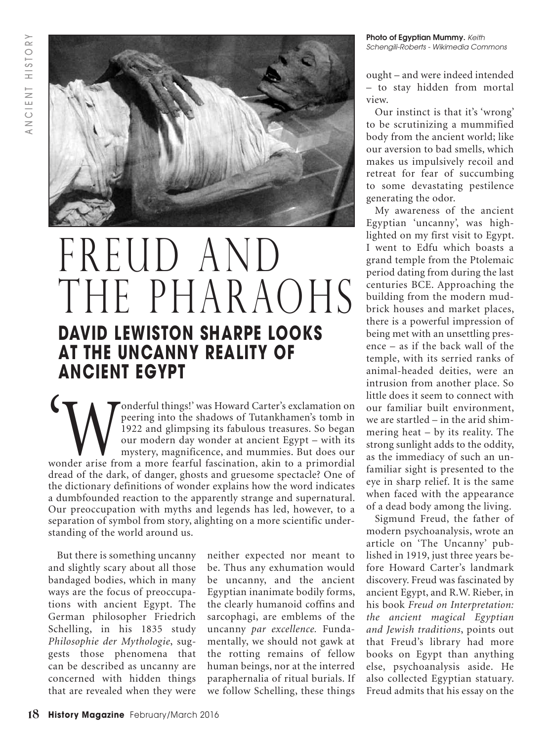# FREUD AND THE PHARAOHS

## DAVID LEWISTON SHARPE LOOKS AT THE UNCANNY REALITY OF ANCIENT EGYPT

'Wonderful things!' was Howard Carter's exclamation on peering into the shadows of Tutankhamen's tomb in 1922 and glimpsing its fabulous treasures. So began our modern day wonder at ancient Egypt – with its mystery, magnificence, and mummies. But does our wonder arise from a more fearful fascination, akin to a primordial dread of the dark, of danger, ghosts and gruesome spectacle? One of the dictionary definitions of wonder explains how the word indicates a dumbfounded reaction to the apparently strange and supernatural. Our preoccupation with myths and legends has led, however, to a separation of symbol from story, alighting on a more scientific understanding of the world around us.

But there is something uncanny and slightly scary about all those bandaged bodies, which in many ways are the focus of preoccupations with ancient Egypt. The German philosopher Friedrich Schelling, in his 1835 study *Philosophie der Mythologie*, suggests those phenomena that can be described as uncanny are concerned with hidden things that are revealed when they were neither expected nor meant to be. Thus any exhumation would be uncanny, and the ancient Egyptian inanimate bodily forms, the clearly humanoid coffins and sarcophagi, are emblems of the uncanny *par excellence.* Fundamentally, we should not gawk at the rotting remains of fellow human beings, nor at the interred paraphernalia of ritual burials. If we follow Schelling, these things ought – and were indeed intended – to stay hidden from mortal view.

**Photo of Egyptian Mummy.** *Keith Schengili-Roberts - Wikimedia Commons*

Our instinct is that it's 'wrong' to be scrutinizing a mummified body from the ancient world; like our aversion to bad smells, which makes us impulsively recoil and retreat for fear of succumbing to some devastating pestilence generating the odor.

My awareness of the ancient Egyptian 'uncanny', was highlighted on my first visit to Egypt. I went to Edfu which boasts a grand temple from the Ptolemaic period dating from during the last centuries BCE. Approaching the building from the modern mud-brick houses and market places, there is a powerful impression of being met with an unsettling presence – as if the back wall of the temple, with its serried ranks of animal-headed deities, were an intrusion from another place. So little does it seem to connect with our familiar built environment, we are startled – in the arid shimmering heat – by its reality. The strong sunlight adds to the oddity, as the immediacy of such an unfamiliar sight is presented to the eye in sharp relief. It is the same when faced with the appearance of a dead body among the living.

Sigmund Freud, the father of modern psychoanalysis, wrote an article on 'The Uncanny' published in 1919, just three years before Howard Carter's landmark discovery. Freud was fascinated by ancient Egypt, and R.W. Rieber, in his book *Freud on Interpretation: the ancient magical Egyptian and Jewish traditions*, points out that Freud's library had more books on Egypt than anything else, psychoanalysis aside. He also collected Egyptian statuary. Freud admits that his essay on the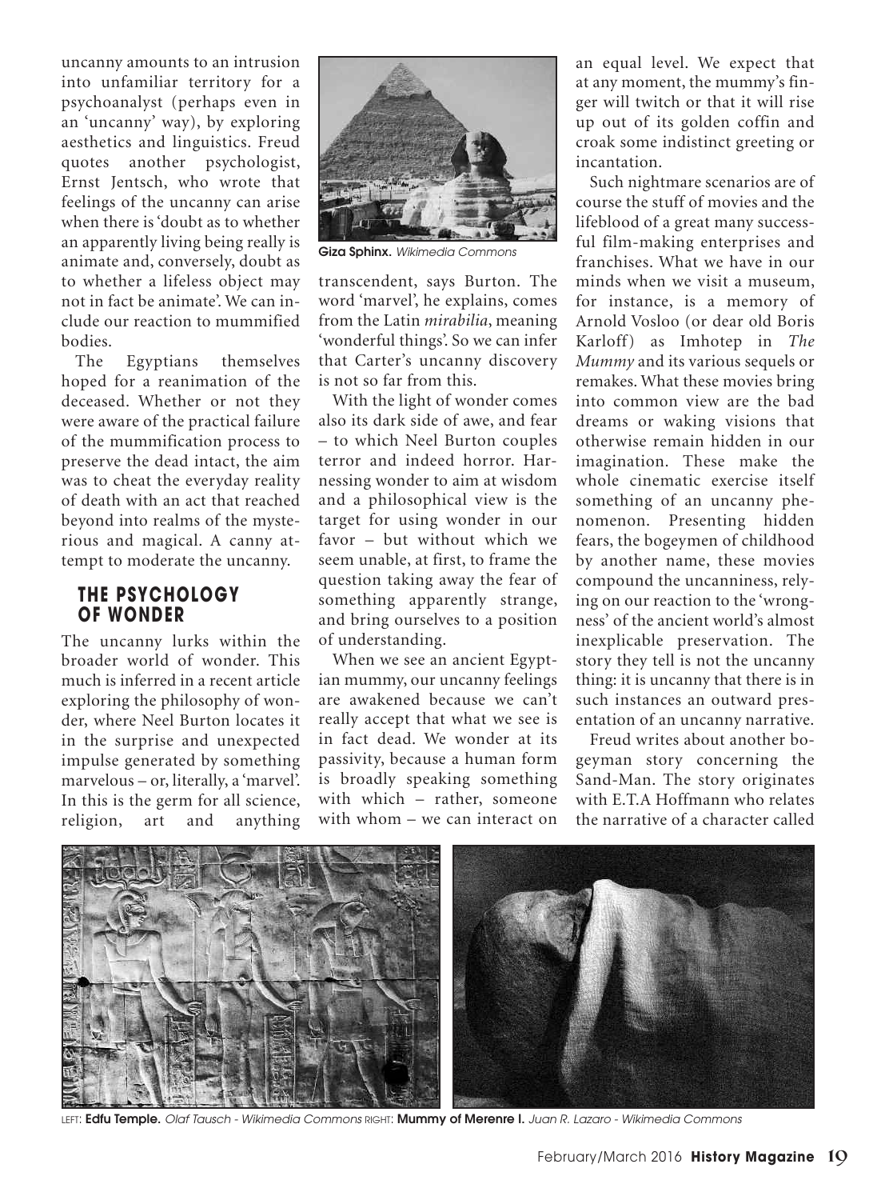uncanny amounts to an intrusion into unfamiliar territory for a psychoanalyst (perhaps even in an 'uncanny' way), by exploring aesthetics and linguistics. Freud quotes another psychologist, Ernst Jentsch, who wrote that feelings of the uncanny can arise when there is 'doubt as to whether an apparently living being really is animate and, conversely, doubt as to whether a lifeless object may not in fact be animate'. We can include our reaction to mummified bodies.

The Egyptians themselves hoped for a reanimation of the deceased. Whether or not they were aware of the practical failure of the mummification process to preserve the dead intact, the aim was to cheat the everyday reality of death with an act that reached beyond into realms of the mysterious and magical. A canny attempt to moderate the uncanny.

## THE PSYCHOLOGY OF WONDER

The uncanny lurks within the broader world of wonder. This much is inferred in a recent article exploring the philosophy of wonder, where Neel Burton locates it in the surprise and unexpected impulse generated by something marvelous – or, literally, a 'marvel'. In this is the germ for all science, religion, art and anything transcendent, says Burton. The word 'marvel', he explains, comes from the Latin *mirabilia*, meaning 'wonderful things'. So we can infer that Carter's uncanny discovery is not so far from this.

**Giza Sphinx.** *Wikimedia Commons*

With the light of wonder comes also its dark side of awe, and fear – to which Neel Burton couples terror and indeed horror. Harnessing wonder to aim at wisdom and a philosophical view is the target for using wonder in our favor – but without which we seem unable, at first, to frame the question taking away the fear of something apparently strange, and bring ourselves to a position of understanding.

When we see an ancient Egyptian mummy, our uncanny feelings are awakened because we can't really accept that what we see is in fact dead. We wonder at its passivity, because a human form is broadly speaking something with which – rather, someone with whom – we can interact on an equal level. We expect that at any moment, the mummy's finger will twitch or that it will rise up out of its golden coffin and croak some indistinct greeting or incantation.

Such nightmare scenarios are of course the stuff of movies and the lifeblood of a great many successful film-making enterprises and franchises. What we have in our minds when we visit a museum, for instance, is a memory of Arnold Vosloo (or dear old Boris Karloff) as Imhotep in *The Mummy* and its various sequels or remakes. What these movies bring into common view are the bad dreams or waking visions that otherwise remain hidden in our imagination. These make the whole cinematic exercise itself something of an uncanny phenomenon. Presenting hidden fears, the bogeymen of childhood by another name, these movies compound the uncanniness, relying on our reaction to the 'wrongness' of the ancient world's almost inexplicable preservation. The story they tell is not the uncanny thing: it is uncanny that there is in such instances an outward presentation of an uncanny narrative.

Freud writes about another bogeyman story concerning the Sand-Man. The story originates with E.T.A Hoffmann who relates the narrative of a character called

LEFT: **Edfu Temple.** *Olaf Tausch - Wikimedia Commons* RIGHT: **Mummy of Merenre I.** *Juan R. Lazaro - Wikimedia Commons*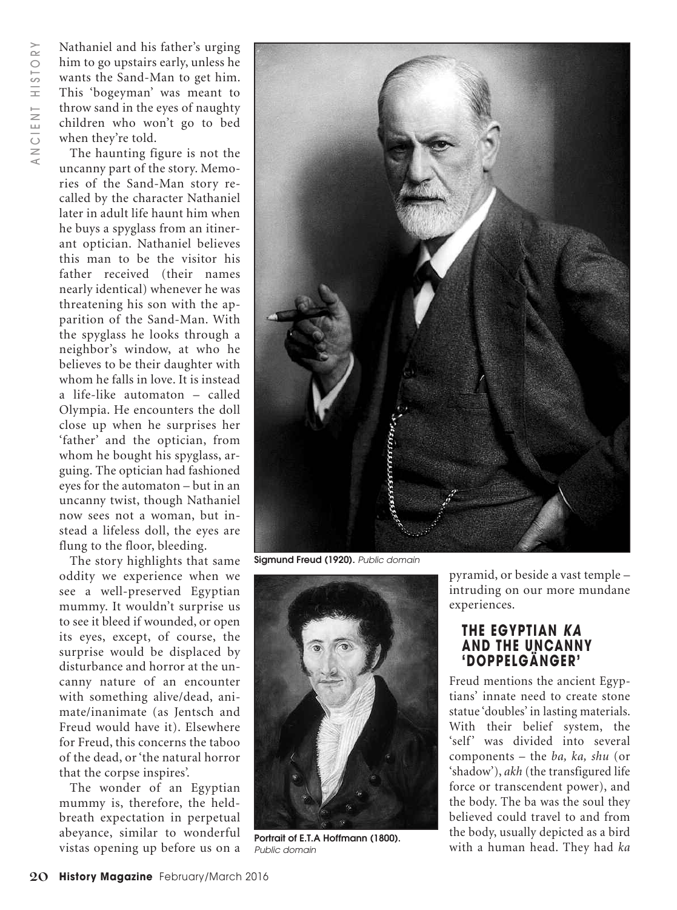Nathaniel and his father's urging him to go upstairs early, unless he wants the Sand-Man to get him. This 'bogeyman' was meant to throw sand in the eyes of naughty children who won't go to bed when they're told.

The haunting figure is not the uncanny part of the story. Memories of the Sand-Man story recalled by the character Nathaniel later in adult life haunt him when he buys a spyglass from an itinerant optician. Nathaniel believes this man to be the visitor his father received (their names nearly identical) whenever he was threatening his son with the apparition of the Sand-Man. With the spyglass he looks through a neighbor's window, at who he believes to be their daughter with whom he falls in love. It is instead a life-like automaton – called Olympia. He encounters the doll close up when he surprises her 'father' and the optician, from whom he bought his spyglass, arguing. The optician had fashioned eyes for the automaton – but in an uncanny twist, though Nathaniel now sees not a woman, but instead a lifeless doll, the eyes are flung to the floor, bleeding.

The story highlights that same oddity we experience when we see a well-preserved Egyptian mummy. It wouldn't surprise us to see it bleed if wounded, or open its eyes, except, of course, the surprise would be displaced by disturbance and horror at the uncanny nature of an encounter with something alive/dead, animate/inanimate (as Jentsch and Freud would have it). Elsewhere for Freud, this concerns the taboo of the dead, or 'the natural horror that the corpse inspires'.

The wonder of an Egyptian mummy is, therefore, the held-breath expectation in perpetual abeyance, similar to wonderful vistas opening up before us on a pyramid, or beside a vast temple – intruding on our more mundane experiences.

**Sigmund Freud (1920).** *Public domain*

**Portrait of E.T.A Hoffmann (1800).** *Public domain*

## THE EGYPTIAN *KA* AND THE UNCANNY 'DOPPELGÄNGER'

Freud mentions the ancient Egyptians' innate need to create stone statue 'doubles' in lasting materials. With their belief system, the 'self' was divided into several components – the *ba, ka, shu* (or 'shadow'), *akh* (the transfigured life force or transcendent power), and the body. The ba was the soul they believed could travel to and from the body, usually depicted as a bird with a human head. They had *ka*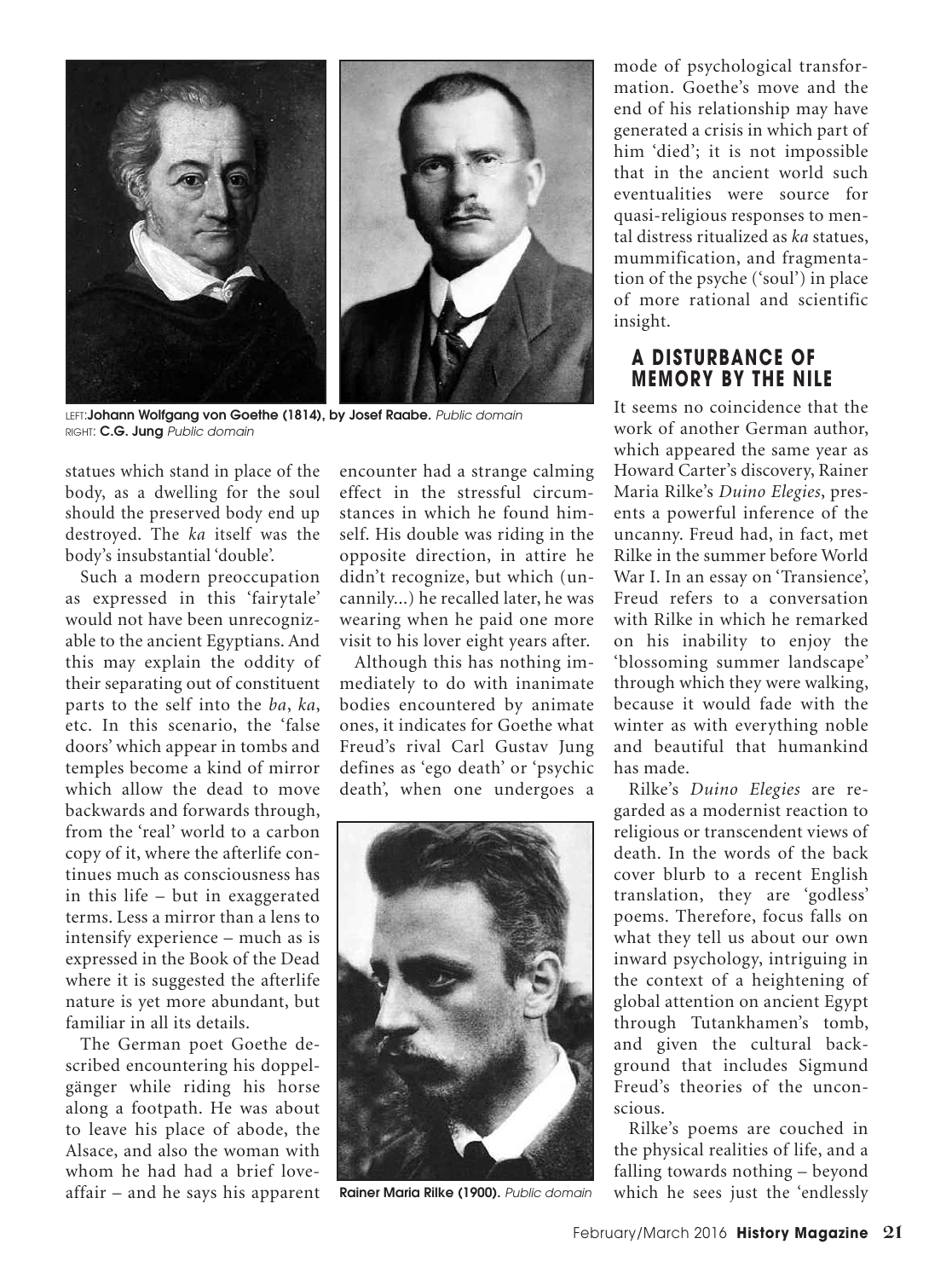LEFT: **Johann Wolfgang von Goethe (1814), by Josef Raabe.** *Public domain*
RIGHT: **C.G. Jung** *Public domain*

statues which stand in place of the body, as a dwelling for the soul should the preserved body end up destroyed. The *ka* itself was the body's insubstantial 'double'.

Such a modern preoccupation as expressed in this 'fairytale' would not have been unrecognizable to the ancient Egyptians. And this may explain the oddity of their separating out of constituent parts to the self into the *ba*, *ka*, etc. In this scenario, the 'false doors' which appear in tombs and temples become a kind of mirror which allow the dead to move backwards and forwards through, from the 'real' world to a carbon copy of it, where the afterlife continues much as consciousness has in this life – but in exaggerated terms. Less a mirror than a lens to intensify experience – much as is expressed in the Book of the Dead where it is suggested the afterlife nature is yet more abundant, but familiar in all its details.

The German poet Goethe described encountering his doppelgänger while riding his horse along a footpath. He was about to leave his place of abode, the Alsace, and also the woman with whom he had had a brief love-affair – and he says his apparent encounter had a strange calming effect in the stressful circumstances in which he found himself. His double was riding in the opposite direction, in attire he didn't recognize, but which (uncannily...) he recalled later, he was wearing when he paid one more visit to his lover eight years after.

Although this has nothing immediately to do with inanimate bodies encountered by animate ones, it indicates for Goethe what Freud's rival Carl Gustav Jung defines as 'ego death' or 'psychic death', when one undergoes a mode of psychological transformation. Goethe's move and the end of his relationship may have generated a crisis in which part of him 'died'; it is not impossible that in the ancient world such eventualities were source for quasi-religious responses to mental distress ritualized as *ka* statues, mummification, and fragmentation of the psyche ('soul') in place of more rational and scientific insight.

**Rainer Maria Rilke (1900).** *Public domain*

## A DISTURBANCE OF MEMORY BY THE NILE

It seems no coincidence that the work of another German author, which appeared the same year as Howard Carter's discovery, Rainer Maria Rilke's *Duino Elegies*, presents a powerful inference of the uncanny. Freud had, in fact, met Rilke in the summer before World War I. In an essay on 'Transience', Freud refers to a conversation with Rilke in which he remarked on his inability to enjoy the 'blossoming summer landscape' through which they were walking, because it would fade with the winter as with everything noble and beautiful that humankind has made.

Rilke's *Duino Elegies* are regarded as a modernist reaction to religious or transcendent views of death. In the words of the back cover blurb to a recent English translation, they are 'godless' poems. Therefore, focus falls on what they tell us about our own inward psychology, intriguing in the context of a heightening of global attention on ancient Egypt through Tutankhamen's tomb, and given the cultural background that includes Sigmund Freud's theories of the unconscious.

Rilke's poems are couched in the physical realities of life, and a falling towards nothing – beyond which he sees just the 'endlessly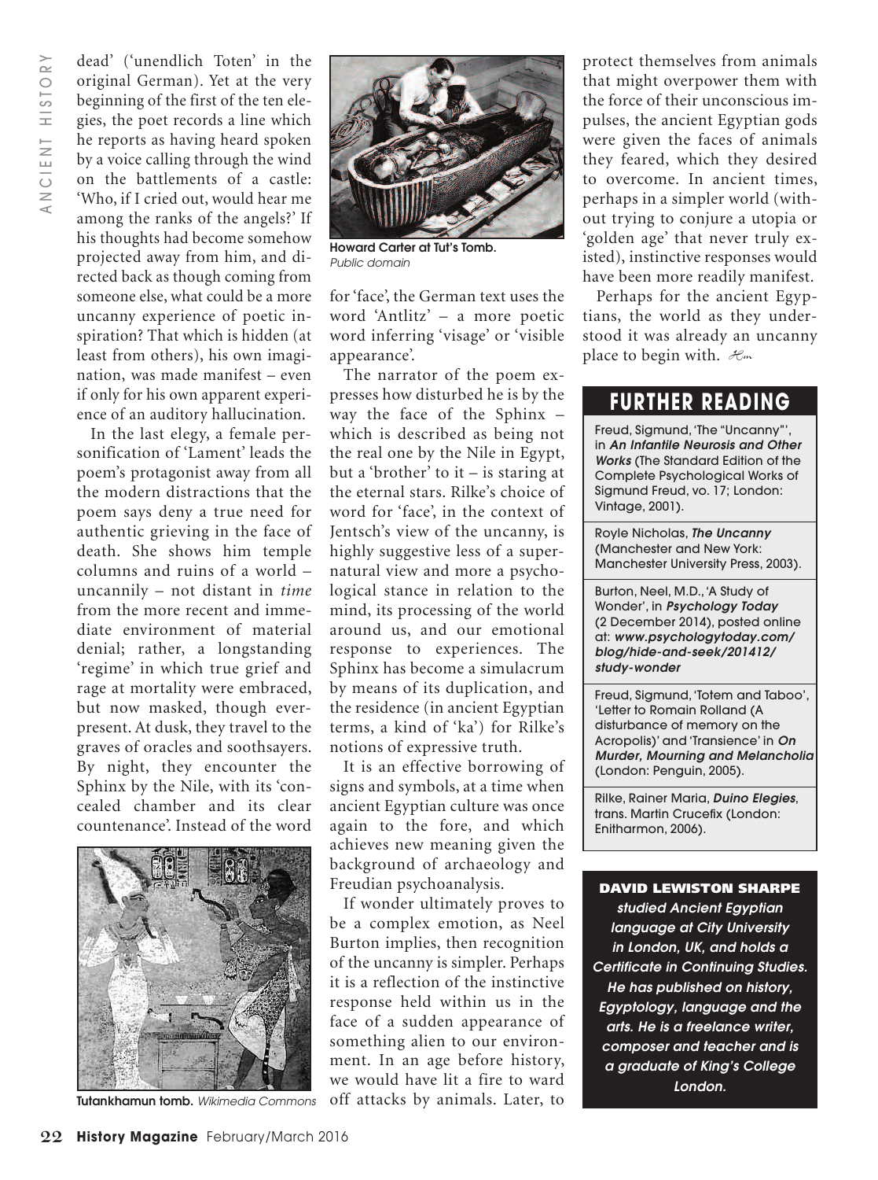dead' ('unendlich Toten' in the original German). Yet at the very beginning of the first of the ten elegies, the poet records a line which he reports as having heard spoken by a voice calling through the wind on the battlements of a castle: 'Who, if I cried out, would hear me among the ranks of the angels?' If his thoughts had become somehow projected away from him, and directed back as though coming from someone else, what could be a more uncanny experience of poetic inspiration? That which is hidden (at least from others), his own imagination, was made manifest – even if only for his own apparent experience of an auditory hallucination.

In the last elegy, a female personification of 'Lament' leads the poem's protagonist away from all the modern distractions that the poem says deny a true need for authentic grieving in the face of death. She shows him temple columns and ruins of a world – uncannily – not distant in *time* from the more recent and immediate environment of material denial; rather, a longstanding 'regime' in which true grief and rage at mortality were embraced, but now masked, though ever-present. At dusk, they travel to the graves of oracles and soothsayers. By night, they encounter the Sphinx by the Nile, with its 'concealed chamber and its clear countenance'. Instead of the word for 'face', the German text uses the word 'Antlitz' – a more poetic word inferring 'visage' or 'visible appearance'.

Tutankhamun tomb. *Wikimedia Commons*

Howard Carter at Tut's Tomb. *Public domain*

The narrator of the poem expresses how disturbed he is by the way the face of the Sphinx – which is described as being not the real one by the Nile in Egypt, but a 'brother' to it – is staring at the eternal stars. Rilke's choice of word for 'face', in the context of Jentsch's view of the uncanny, is highly suggestive less of a supernatural view and more a psychological stance in relation to the mind, its processing of the world around us, and our emotional response to experiences. The Sphinx has become a simulacrum by means of its duplication, and the residence (in ancient Egyptian terms, a kind of 'ka') for Rilke's notions of expressive truth.

It is an effective borrowing of signs and symbols, at a time when ancient Egyptian culture was once again to the fore, and which achieves new meaning given the background of archaeology and Freudian psychoanalysis.

If wonder ultimately proves to be a complex emotion, as Neel Burton implies, then recognition of the uncanny is simpler. Perhaps it is a reflection of the instinctive response held within us in the face of a sudden appearance of something alien to our environment. In an age before history, we would have lit a fire to ward off attacks by animals. Later, to protect themselves from animals that might overpower them with the force of their unconscious impulses, the ancient Egyptian gods were given the faces of animals they feared, which they desired to overcome. In ancient times, perhaps in a simpler world (without trying to conjure a utopia or 'golden age' that never truly existed), instinctive responses would have been more readily manifest.

Perhaps for the ancient Egyptians, the world as they understood it was already an uncanny place to begin with.

## FURTHER READING

Freud, Sigmund, 'The "Uncanny"', in ***An Infantile Neurosis and Other Works*** (The Standard Edition of the Complete Psychological Works of Sigmund Freud, vo. 17; London: Vintage, 2001).

Royle Nicholas, ***The Uncanny*** (Manchester and New York: Manchester University Press, 2003).

Burton, Neel, M.D., 'A Study of Wonder', in ***Psychology Today*** (2 December 2014), posted online at: ***www.psychologytoday.com/blog/hide-and-seek/201412/study-wonder***

Freud, Sigmund, 'Totem and Taboo', 'Letter to Romain Rolland (A disturbance of memory on the Acropolis)' and 'Transience' in ***On Murder, Mourning and Melancholia*** (London: Penguin, 2005).

Rilke, Rainer Maria, ***Duino Elegies***, trans. Martin Crucefix (London: Enitharmon, 2006).

**DAVID LEWISTON SHARPE** ***studied Ancient Egyptian language at City University in London, UK, and holds a Certificate in Continuing Studies. He has published on history, Egyptology, language and the arts. He is a freelance writer, composer and teacher and is a graduate of King's College London.***